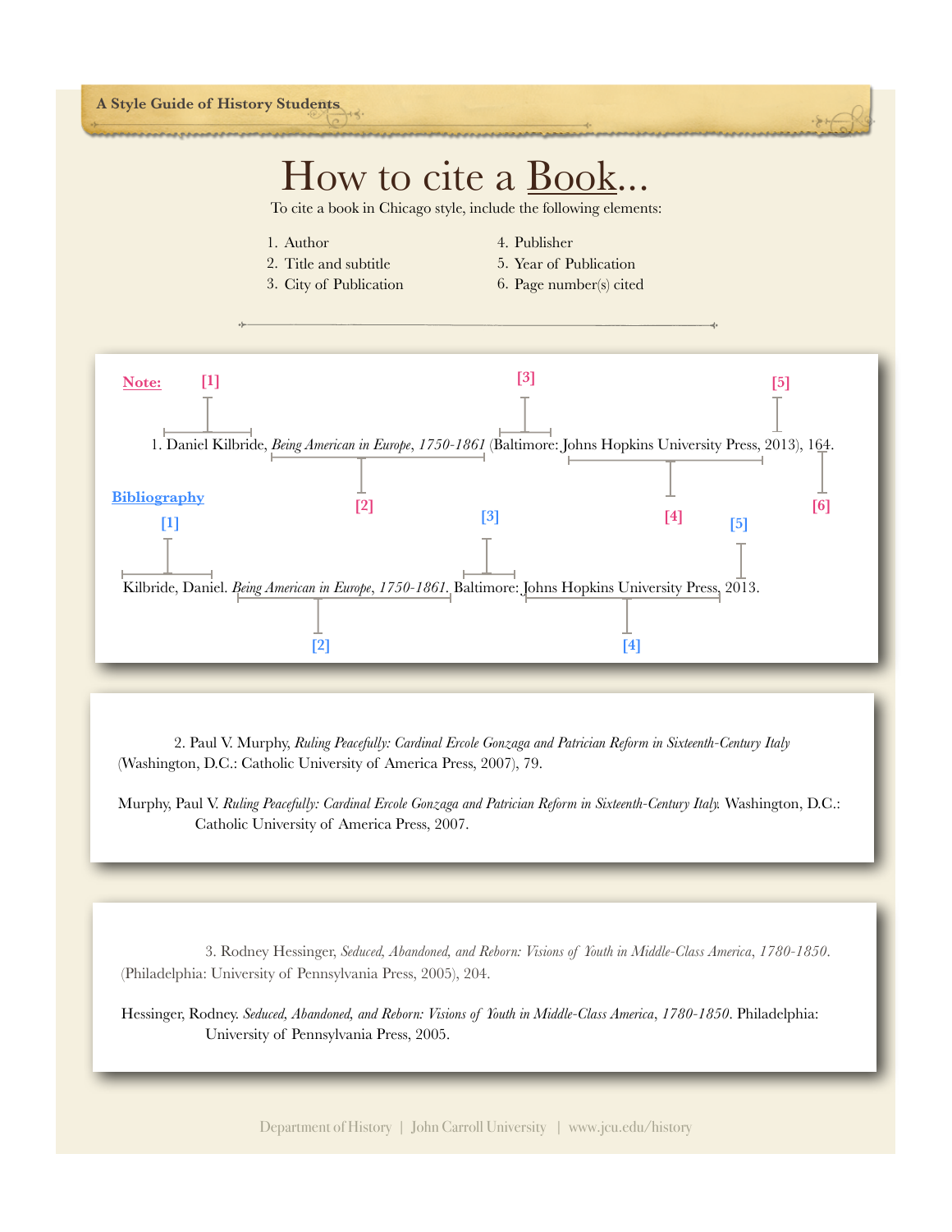A Style Guide of History Students

# How to cite a Book...

To cite a book in Chicago style, include the following elements:

1. Author
2. Title and subtitle
3. City of Publication
4. Publisher
5. Year of Publication
6. Page number(s) cited

**Note:**

[1] [2] [3] [4] [5] [6]

1. Daniel Kilbride, *Being American in Europe, 1750-1861* (Baltimore: Johns Hopkins University Press, 2013), 164.

**Bibliography**

[1] [2] [3] [4] [5]

Kilbride, Daniel. *Being American in Europe, 1750-1861*. Baltimore: Johns Hopkins University Press, 2013.

2. Paul V. Murphy, *Ruling Peacefully: Cardinal Ercole Gonzaga and Patrician Reform in Sixteenth-Century Italy* (Washington, D.C.: Catholic University of America Press, 2007), 79.

Murphy, Paul V. *Ruling Peacefully: Cardinal Ercole Gonzaga and Patrician Reform in Sixteenth-Century Italy.* Washington, D.C.: Catholic University of America Press, 2007.

3. Rodney Hessinger, *Seduced, Abandoned, and Reborn: Visions of Youth in Middle-Class America, 1780-1850.* (Philadelphia: University of Pennsylvania Press, 2005), 204.

Hessinger, Rodney. *Seduced, Abandoned, and Reborn: Visions of Youth in Middle-Class America, 1780-1850*. Philadelphia: University of Pennsylvania Press, 2005.

Department of History | John Carroll University | www.jcu.edu/history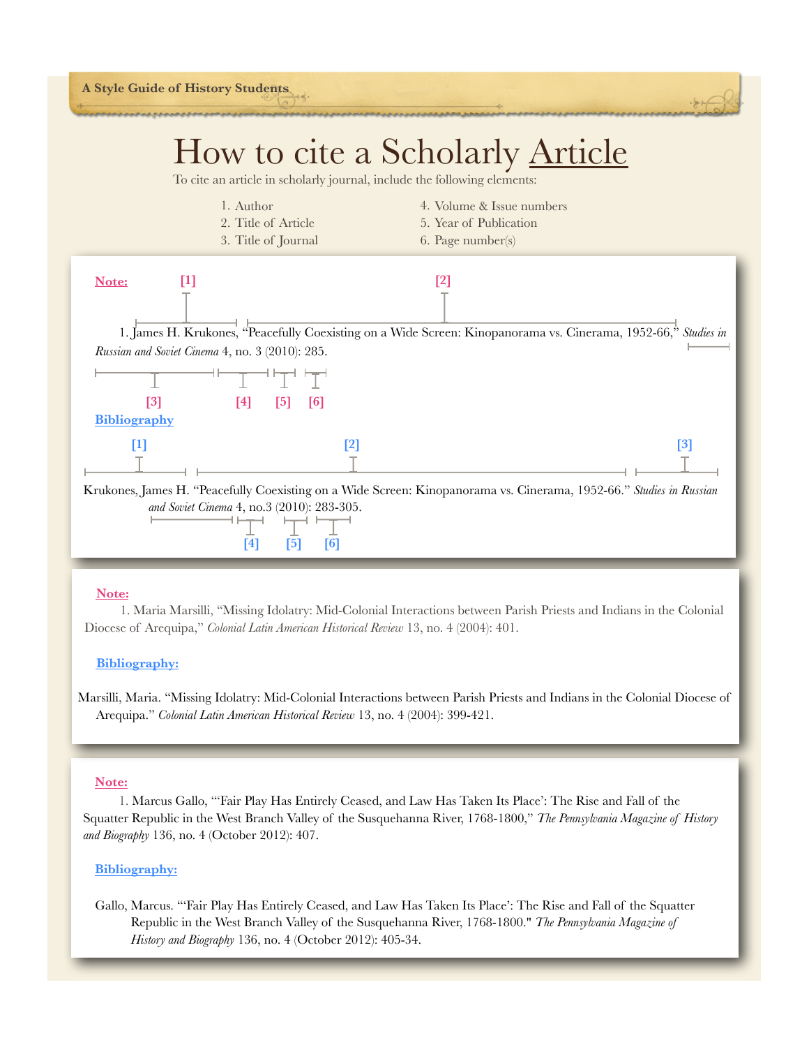A Style Guide of History Students

# How to cite a Scholarly Article

To cite an article in scholarly journal, include the following elements:

1. Author
2. Title of Article
3. Title of Journal
4. Volume & Issue numbers
5. Year of Publication
6. Page number(s)

**Note:**

[1] [2]

1. James H. Krukones, "Peacefully Coexisting on a Wide Screen: Kinopanorama vs. Cinerama, 1952-66," *Studies in Russian and Soviet Cinema* 4, no. 3 (2010): 285.

[3] [4] [5] [6]

**Bibliography**

[1] [2] [3]

Krukones, James H. "Peacefully Coexisting on a Wide Screen: Kinopanorama vs. Cinerama, 1952-66." *Studies in Russian and Soviet Cinema* 4, no.3 (2010): 283-305.

[4] [5] [6]

**Note:**

1. Maria Marsilli, "Missing Idolatry: Mid-Colonial Interactions between Parish Priests and Indians in the Colonial Diocese of Arequipa," *Colonial Latin American Historical Review* 13, no. 4 (2004): 401.

**Bibliography:**

Marsilli, Maria. "Missing Idolatry: Mid-Colonial Interactions between Parish Priests and Indians in the Colonial Diocese of Arequipa." *Colonial Latin American Historical Review* 13, no. 4 (2004): 399-421.

**Note:**

1. Marcus Gallo, "'Fair Play Has Entirely Ceased, and Law Has Taken Its Place': The Rise and Fall of the Squatter Republic in the West Branch Valley of the Susquehanna River, 1768-1800," *The Pennsylvania Magazine of History and Biography* 136, no. 4 (October 2012): 407.

**Bibliography:**

Gallo, Marcus. "'Fair Play Has Entirely Ceased, and Law Has Taken Its Place': The Rise and Fall of the Squatter Republic in the West Branch Valley of the Susquehanna River, 1768-1800." *The Pennsylvania Magazine of History and Biography* 136, no. 4 (October 2012): 405-34.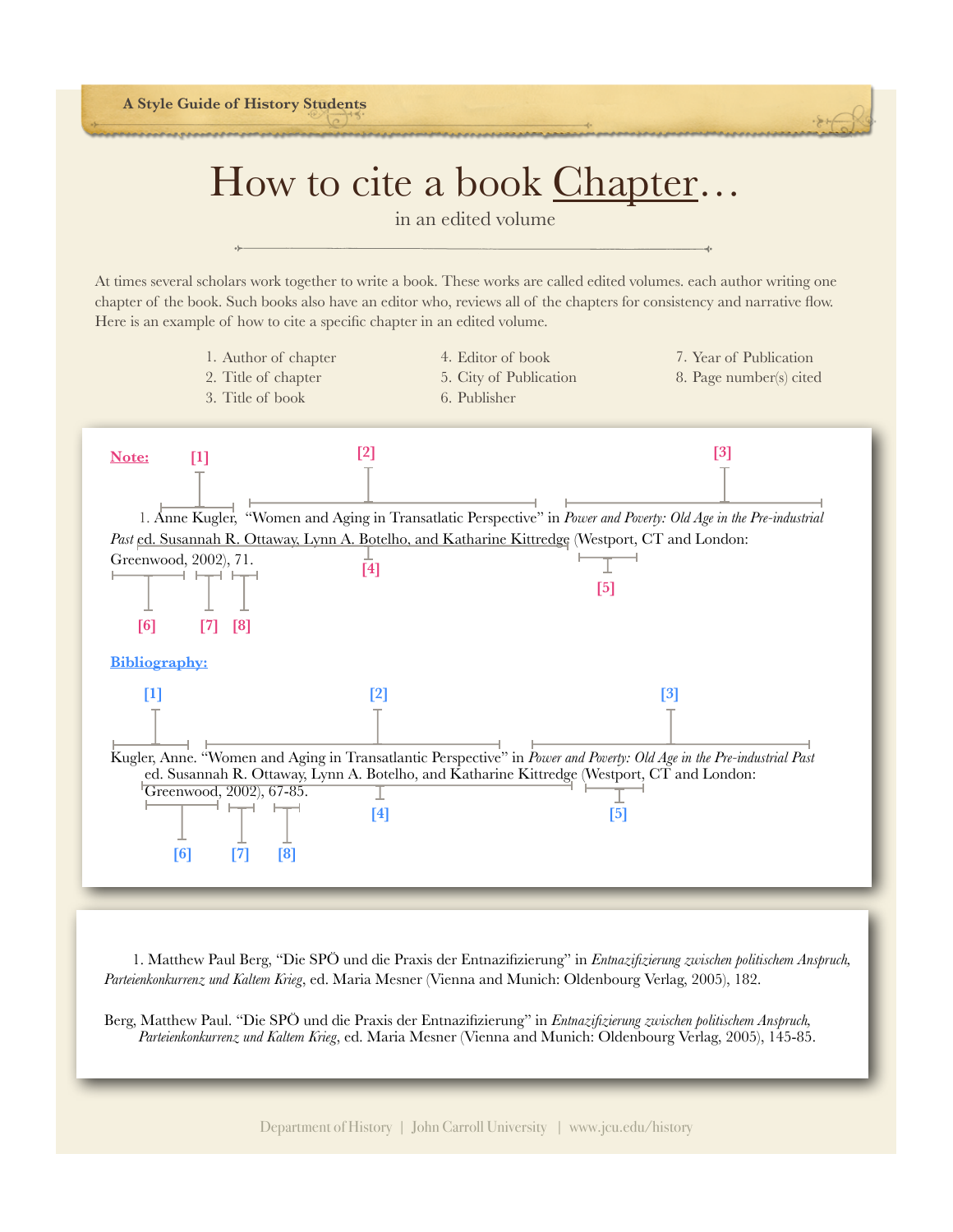# How to cite a book Chapter…

in an edited volume

At times several scholars work together to write a book. These works are called edited volumes. each author writing one chapter of the book. Such books also have an editor who, reviews all of the chapters for consistency and narrative flow. Here is an example of how to cite a specific chapter in an edited volume.

1. Author of chapter
2. Title of chapter
3. Title of book
4. Editor of book
5. City of Publication
6. Publisher
7. Year of Publication
8. Page number(s) cited

**Note:**

[1] [2] [3]

1. Anne Kugler, "Women and Aging in Transatlatic Perspective" in *Power and Poverty: Old Age in the Pre-industrial Past* ed. Susannah R. Ottaway, Lynn A. Botelho, and Katharine Kittredge (Westport, CT and London: Greenwood, 2002), 71.

[4] [5] [6] [7] [8]

**Bibliography:**

[1] [2] [3]

Kugler, Anne. "Women and Aging in Transatlantic Perspective" in *Power and Poverty: Old Age in the Pre-industrial Past* ed. Susannah R. Ottaway, Lynn A. Botelho, and Katharine Kittredge (Westport, CT and London: Greenwood, 2002), 67-85.

[4] [5] [6] [7] [8]

1. Matthew Paul Berg, "Die SPÖ und die Praxis der Entnazifizierung" in *Entnazifizierung zwischen politischem Anspruch, Parteienkonkurrenz und Kaltem Krieg*, ed. Maria Mesner (Vienna and Munich: Oldenbourg Verlag, 2005), 182.

Berg, Matthew Paul. "Die SPÖ und die Praxis der Entnazifizierung" in *Entnazifizierung zwischen politischem Anspruch, Parteienkonkurrenz und Kaltem Krieg*, ed. Maria Mesner (Vienna and Munich: Oldenbourg Verlag, 2005), 145-85.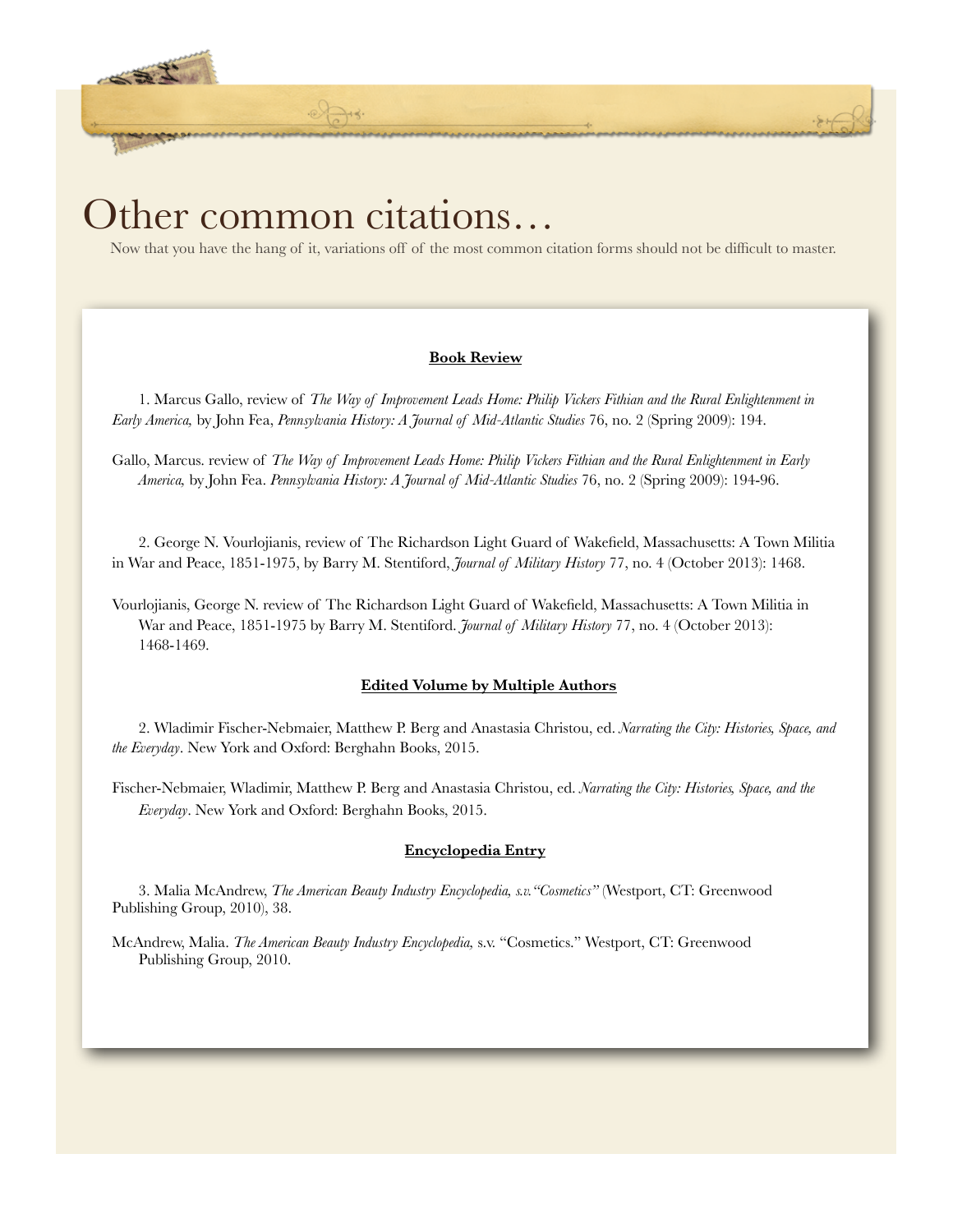# Other common citations…

Now that you have the hang of it, variations off of the most common citation forms should not be difficult to master.

**Book Review**

1. Marcus Gallo, review of *The Way of Improvement Leads Home: Philip Vickers Fithian and the Rural Enlightenment in Early America,* by John Fea, *Pennsylvania History: A Journal of Mid-Atlantic Studies* 76, no. 2 (Spring 2009): 194.

Gallo, Marcus. review of *The Way of Improvement Leads Home: Philip Vickers Fithian and the Rural Enlightenment in Early America,* by John Fea. *Pennsylvania History: A Journal of Mid-Atlantic Studies* 76, no. 2 (Spring 2009): 194-96.

2. George N. Vourlojianis, review of The Richardson Light Guard of Wakefield, Massachusetts: A Town Militia in War and Peace, 1851-1975, by Barry M. Stentiford, *Journal of Military History* 77, no. 4 (October 2013): 1468.

Vourlojianis, George N. review of The Richardson Light Guard of Wakefield, Massachusetts: A Town Militia in War and Peace, 1851-1975 by Barry M. Stentiford. *Journal of Military History* 77, no. 4 (October 2013): 1468-1469.

**Edited Volume by Multiple Authors**

2. Wladimir Fischer-Nebmaier, Matthew P. Berg and Anastasia Christou, ed. *Narrating the City: Histories, Space, and the Everyday*. New York and Oxford: Berghahn Books, 2015.

Fischer-Nebmaier, Wladimir, Matthew P. Berg and Anastasia Christou, ed. *Narrating the City: Histories, Space, and the Everyday*. New York and Oxford: Berghahn Books, 2015.

**Encyclopedia Entry**

3. Malia McAndrew, *The American Beauty Industry Encyclopedia, s.v."Cosmetics"* (Westport, CT: Greenwood Publishing Group, 2010), 38.

McAndrew, Malia. *The American Beauty Industry Encyclopedia,* s.v. "Cosmetics." Westport, CT: Greenwood Publishing Group, 2010.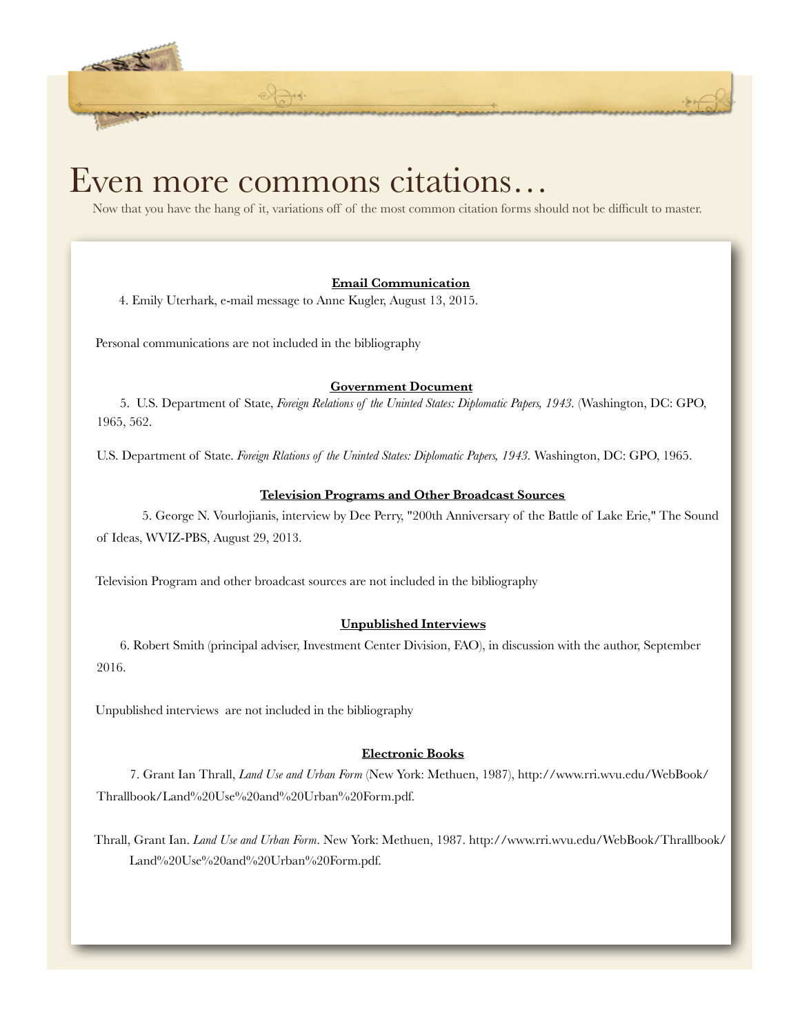# Even more commons citations…

Now that you have the hang of it, variations off of the most common citation forms should not be difficult to master.

**Email Communication**

4. Emily Uterhark, e-mail message to Anne Kugler, August 13, 2015.

Personal communications are not included in the bibliography

**Government Document**

5. U.S. Department of State, *Foreign Relations of the Uninted States: Diplomatic Papers, 1943.* (Washington, DC: GPO, 1965, 562.

U.S. Department of State. *Foreign Rlations of the Uninted States: Diplomatic Papers, 1943.* Washington, DC: GPO, 1965.

**Television Programs and Other Broadcast Sources**

5. George N. Vourlojianis, interview by Dee Perry, "200th Anniversary of the Battle of Lake Erie," The Sound of Ideas, WVIZ-PBS, August 29, 2013.

Television Program and other broadcast sources are not included in the bibliography

**Unpublished Interviews**

6. Robert Smith (principal adviser, Investment Center Division, FAO), in discussion with the author, September 2016.

Unpublished interviews are not included in the bibliography

**Electronic Books**

7. Grant Ian Thrall, *Land Use and Urban Form* (New York: Methuen, 1987), http://www.rri.wvu.edu/WebBook/Thrallbook/Land%20Use%20and%20Urban%20Form.pdf.

Thrall, Grant Ian. *Land Use and Urban Form*. New York: Methuen, 1987. http://www.rri.wvu.edu/WebBook/Thrallbook/Land%20Use%20and%20Urban%20Form.pdf.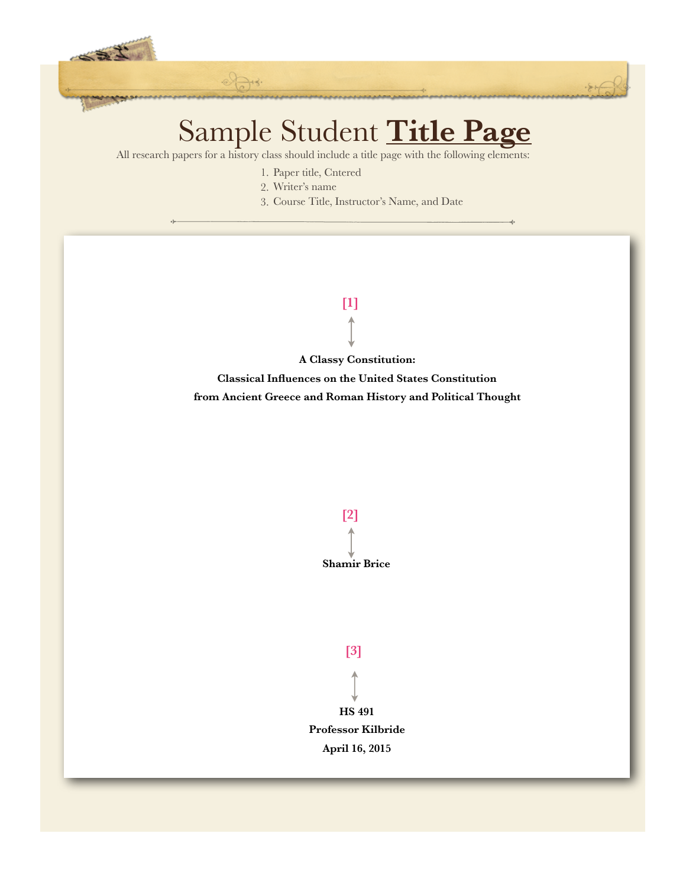# Sample Student **Title Page**

All research papers for a history class should include a title page with the following elements:

1. Paper title, Cntered
2. Writer's name
3. Course Title, Instructor's Name, and Date

[1]

**A Classy Constitution:**
**Classical Influences on the United States Constitution**
**from Ancient Greece and Roman History and Political Thought**

[2]

**Shamir Brice**

[3]

**HS 491**
**Professor Kilbride**
**April 16, 2015**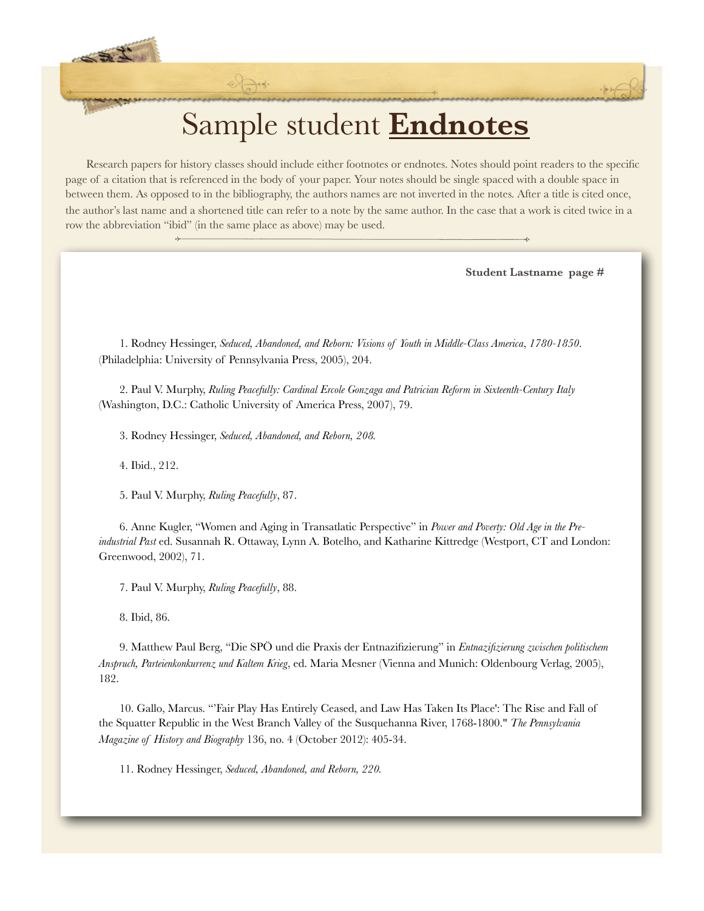# Sample student **Endnotes**

Research papers for history classes should include either footnotes or endnotes. Notes should point readers to the specific page of a citation that is referenced in the body of your paper. Your notes should be single spaced with a double space in between them. As opposed to in the bibliography, the authors names are not inverted in the notes. After a title is cited once, the author's last name and a shortened title can refer to a note by the same author. In the case that a work is cited twice in a row the abbreviation "ibid" (in the same place as above) may be used.

**Student Lastname page #**

1. Rodney Hessinger, *Seduced, Abandoned, and Reborn: Visions of Youth in Middle-Class America*, *1780-1850*. (Philadelphia: University of Pennsylvania Press, 2005), 204.

2. Paul V. Murphy, *Ruling Peacefully: Cardinal Ercole Gonzaga and Patrician Reform in Sixteenth-Century Italy* (Washington, D.C.: Catholic University of America Press, 2007), 79.

3. Rodney Hessinger, *Seduced, Abandoned, and Reborn, 208.*

4. Ibid., 212.

5. Paul V. Murphy, *Ruling Peacefully*, 87.

6. Anne Kugler, "Women and Aging in Transatlatic Perspective" in *Power and Poverty: Old Age in the Pre-industrial Past* ed. Susannah R. Ottaway, Lynn A. Botelho, and Katharine Kittredge (Westport, CT and London: Greenwood, 2002), 71.

7. Paul V. Murphy, *Ruling Peacefully*, 88.

8. Ibid, 86.

9. Matthew Paul Berg, "Die SPÖ und die Praxis der Entnazifizierung" in *Entnazifizierung zwischen politischem Anspruch, Parteienkonkurrenz und Kaltem Krieg*, ed. Maria Mesner (Vienna and Munich: Oldenbourg Verlag, 2005), 182.

10. Gallo, Marcus. "'Fair Play Has Entirely Ceased, and Law Has Taken Its Place': The Rise and Fall of the Squatter Republic in the West Branch Valley of the Susquehanna River, 1768-1800." *The Pennsylvania Magazine of History and Biography* 136, no. 4 (October 2012): 405-34.

11. Rodney Hessinger, *Seduced, Abandoned, and Reborn, 220.*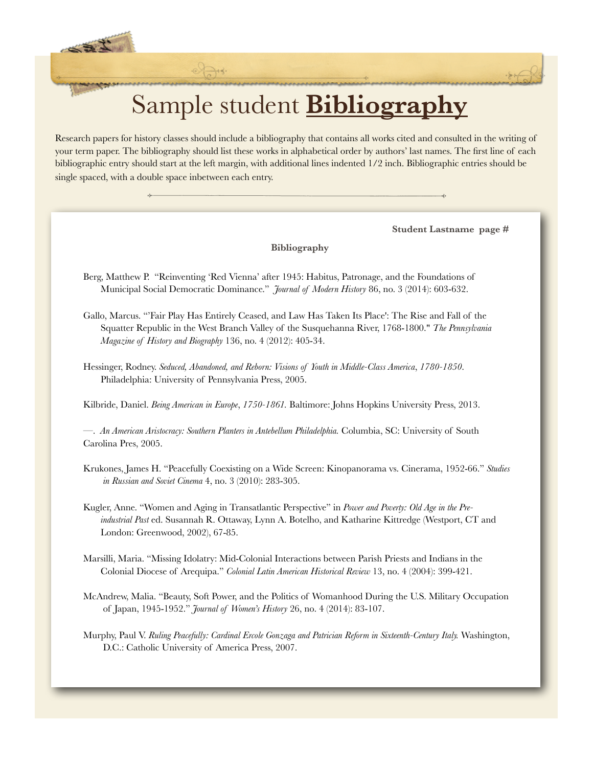# Sample student **Bibliography**

Research papers for history classes should include a bibliography that contains all works cited and consulted in the writing of your term paper. The bibliography should list these works in alphabetical order by authors' last names. The first line of each bibliographic entry should start at the left margin, with additional lines indented 1/2 inch. Bibliographic entries should be single spaced, with a double space inbetween each entry.

**Student Lastname page #**

**Bibliography**

Berg, Matthew P. "Reinventing 'Red Vienna' after 1945: Habitus, Patronage, and the Foundations of Municipal Social Democratic Dominance." *Journal of Modern History* 86, no. 3 (2014): 603-632.

Gallo, Marcus. "'Fair Play Has Entirely Ceased, and Law Has Taken Its Place': The Rise and Fall of the Squatter Republic in the West Branch Valley of the Susquehanna River, 1768-1800." *The Pennsylvania Magazine of History and Biography* 136, no. 4 (2012): 405-34.

Hessinger, Rodney. *Seduced, Abandoned, and Reborn: Visions of Youth in Middle-Class America, 1780-1850*. Philadelphia: University of Pennsylvania Press, 2005.

Kilbride, Daniel. *Being American in Europe, 1750-1861.* Baltimore: Johns Hopkins University Press, 2013.

—. *An American Aristocracy: Southern Planters in Antebellum Philadelphia.* Columbia, SC: University of South Carolina Pres, 2005.

Krukones, James H. "Peacefully Coexisting on a Wide Screen: Kinopanorama vs. Cinerama, 1952-66." *Studies in Russian and Soviet Cinema* 4, no. 3 (2010): 283-305.

Kugler, Anne. "Women and Aging in Transatlantic Perspective" in *Power and Poverty: Old Age in the Pre-industrial Past* ed. Susannah R. Ottaway, Lynn A. Botelho, and Katharine Kittredge (Westport, CT and London: Greenwood, 2002), 67-85.

Marsilli, Maria. "Missing Idolatry: Mid-Colonial Interactions between Parish Priests and Indians in the Colonial Diocese of Arequipa." *Colonial Latin American Historical Review* 13, no. 4 (2004): 399-421.

McAndrew, Malia. "Beauty, Soft Power, and the Politics of Womanhood During the U.S. Military Occupation of Japan, 1945-1952." *Journal of Women's History* 26, no. 4 (2014): 83-107.

Murphy, Paul V. *Ruling Peacefully: Cardinal Ercole Gonzaga and Patrician Reform in Sixteenth-Century Italy.* Washington, D.C.: Catholic University of America Press, 2007.